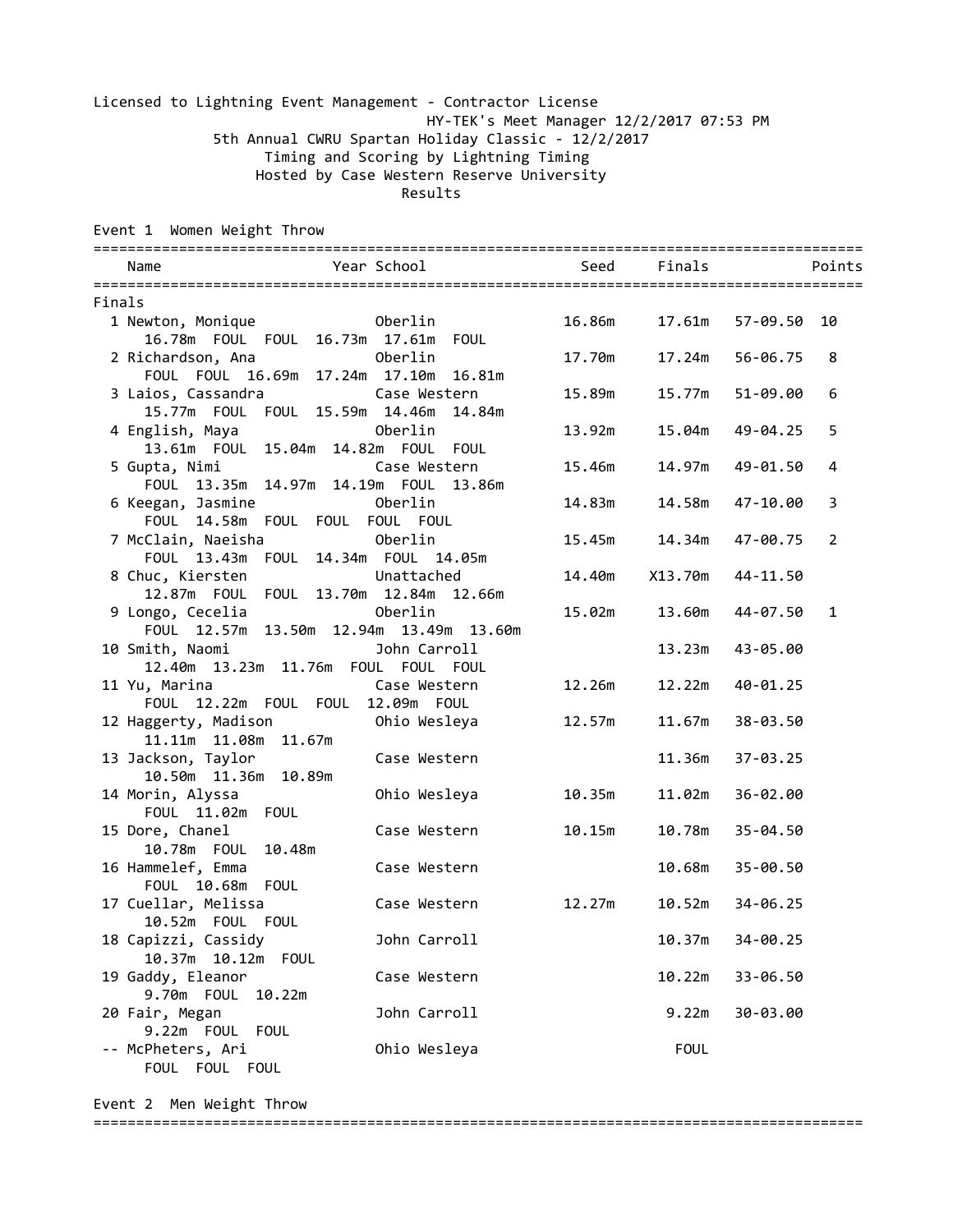Licensed to Lightning Event Management - Contractor License

HY-TEK's Meet Manager 12/2/2017 07:53 PM

5th Annual CWRU Spartan Holiday Classic - 12/2/2017

Timing and Scoring by Lightning Timing

Hosted by Case Western Reserve University

Results

## Event 1 Women Weight Throw

| | Name | Year | School | Seed | Finals | | Points |
|---|---|---|---|---|---|---|---|
| **Finals** | | | | | | | |
| 1 | Newton, Monique | | Oberlin | 16.86m | 17.61m | 57-09.50 | 10 |
| | 16.78m FOUL FOUL 16.73m 17.61m FOUL | | | | | | |
| 2 | Richardson, Ana | | Oberlin | 17.70m | 17.24m | 56-06.75 | 8 |
| | FOUL FOUL 16.69m 17.24m 17.10m 16.81m | | | | | | |
| 3 | Laios, Cassandra | | Case Western | 15.89m | 15.77m | 51-09.00 | 6 |
| | 15.77m FOUL FOUL 15.59m 14.46m 14.84m | | | | | | |
| 4 | English, Maya | | Oberlin | 13.92m | 15.04m | 49-04.25 | 5 |
| | 13.61m FOUL 15.04m 14.82m FOUL FOUL | | | | | | |
| 5 | Gupta, Nimi | | Case Western | 15.46m | 14.97m | 49-01.50 | 4 |
| | FOUL 13.35m 14.97m 14.19m FOUL 13.86m | | | | | | |
| 6 | Keegan, Jasmine | | Oberlin | 14.83m | 14.58m | 47-10.00 | 3 |
| | FOUL 14.58m FOUL FOUL FOUL FOUL | | | | | | |
| 7 | McClain, Naeisha | | Oberlin | 15.45m | 14.34m | 47-00.75 | 2 |
| | FOUL 13.43m FOUL 14.34m FOUL 14.05m | | | | | | |
| 8 | Chuc, Kiersten | | Unattached | 14.40m | X13.70m | 44-11.50 | |
| | 12.87m FOUL FOUL 13.70m 12.84m 12.66m | | | | | | |
| 9 | Longo, Cecelia | | Oberlin | 15.02m | 13.60m | 44-07.50 | 1 |
| | FOUL 12.57m 13.50m 12.94m 13.49m 13.60m | | | | | | |
| 10 | Smith, Naomi | | John Carroll | | 13.23m | 43-05.00 | |
| | 12.40m 13.23m 11.76m FOUL FOUL FOUL | | | | | | |
| 11 | Yu, Marina | | Case Western | 12.26m | 12.22m | 40-01.25 | |
| | FOUL 12.22m FOUL FOUL 12.09m FOUL | | | | | | |
| 12 | Haggerty, Madison | | Ohio Wesleya | 12.57m | 11.67m | 38-03.50 | |
| | 11.11m 11.08m 11.67m | | | | | | |
| 13 | Jackson, Taylor | | Case Western | | 11.36m | 37-03.25 | |
| | 10.50m 11.36m 10.89m | | | | | | |
| 14 | Morin, Alyssa | | Ohio Wesleya | 10.35m | 11.02m | 36-02.00 | |
| | FOUL 11.02m FOUL | | | | | | |
| 15 | Dore, Chanel | | Case Western | 10.15m | 10.78m | 35-04.50 | |
| | 10.78m FOUL 10.48m | | | | | | |
| 16 | Hammelef, Emma | | Case Western | | 10.68m | 35-00.50 | |
| | FOUL 10.68m FOUL | | | | | | |
| 17 | Cuellar, Melissa | | Case Western | 12.27m | 10.52m | 34-06.25 | |
| | 10.52m FOUL FOUL | | | | | | |
| 18 | Capizzi, Cassidy | | John Carroll | | 10.37m | 34-00.25 | |
| | 10.37m 10.12m FOUL | | | | | | |
| 19 | Gaddy, Eleanor | | Case Western | | 10.22m | 33-06.50 | |
| | 9.70m FOUL 10.22m | | | | | | |
| 20 | Fair, Megan | | John Carroll | | 9.22m | 30-03.00 | |
| | 9.22m FOUL FOUL | | | | | | |
| -- | McPheters, Ari | | Ohio Wesleya | | FOUL | | |
| | FOUL FOUL FOUL | | | | | | |

## Event 2 Men Weight Throw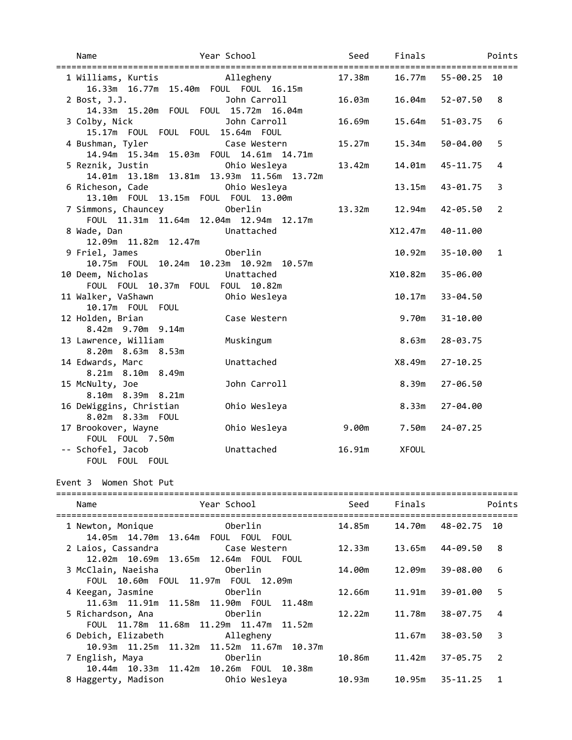| Name | Year | School | Seed | Finals | | Points |
|---|---|---|---|---|---|---|
| 1 Williams, Kurtis | | Allegheny | 17.38m | 16.77m | 55-00.25 | 10 |
| 16.33m 16.77m 15.40m FOUL FOUL 16.15m | | | | | | |
| 2 Bost, J.J. | | John Carroll | 16.03m | 16.04m | 52-07.50 | 8 |
| 14.33m 15.20m FOUL FOUL 15.72m 16.04m | | | | | | |
| 3 Colby, Nick | | John Carroll | 16.69m | 15.64m | 51-03.75 | 6 |
| 15.17m FOUL FOUL FOUL 15.64m FOUL | | | | | | |
| 4 Bushman, Tyler | | Case Western | 15.27m | 15.34m | 50-04.00 | 5 |
| 14.94m 15.34m 15.03m FOUL 14.61m 14.71m | | | | | | |
| 5 Reznik, Justin | | Ohio Wesleya | 13.42m | 14.01m | 45-11.75 | 4 |
| 14.01m 13.18m 13.81m 13.93m 11.56m 13.72m | | | | | | |
| 6 Richeson, Cade | | Ohio Wesleya | | 13.15m | 43-01.75 | 3 |
| 13.10m FOUL 13.15m FOUL FOUL 13.00m | | | | | | |
| 7 Simmons, Chauncey | | Oberlin | 13.32m | 12.94m | 42-05.50 | 2 |
| FOUL 11.31m 11.64m 12.04m 12.94m 12.17m | | | | | | |
| 8 Wade, Dan | | Unattached | | X12.47m | 40-11.00 | |
| 12.09m 11.82m 12.47m | | | | | | |
| 9 Friel, James | | Oberlin | | 10.92m | 35-10.00 | 1 |
| 10.75m FOUL 10.24m 10.23m 10.92m 10.57m | | | | | | |
| 10 Deem, Nicholas | | Unattached | | X10.82m | 35-06.00 | |
| FOUL FOUL 10.37m FOUL FOUL 10.82m | | | | | | |
| 11 Walker, VaShawn | | Ohio Wesleya | | 10.17m | 33-04.50 | |
| 10.17m FOUL FOUL | | | | | | |
| 12 Holden, Brian | | Case Western | | 9.70m | 31-10.00 | |
| 8.42m 9.70m 9.14m | | | | | | |
| 13 Lawrence, William | | Muskingum | | 8.63m | 28-03.75 | |
| 8.20m 8.63m 8.53m | | | | | | |
| 14 Edwards, Marc | | Unattached | | X8.49m | 27-10.25 | |
| 8.21m 8.10m 8.49m | | | | | | |
| 15 McNulty, Joe | | John Carroll | | 8.39m | 27-06.50 | |
| 8.10m 8.39m 8.21m | | | | | | |
| 16 DeWiggins, Christian | | Ohio Wesleya | | 8.33m | 27-04.00 | |
| 8.02m 8.33m FOUL | | | | | | |
| 17 Brookover, Wayne | | Ohio Wesleya | 9.00m | 7.50m | 24-07.25 | |
| FOUL FOUL 7.50m | | | | | | |
| -- Schofel, Jacob | | Unattached | 16.91m | XFOUL | | |
| FOUL FOUL FOUL | | | | | | |

Event 3 Women Shot Put

| Name | Year | School | Seed | Finals | | Points |
|---|---|---|---|---|---|---|
| 1 Newton, Monique | | Oberlin | 14.85m | 14.70m | 48-02.75 | 10 |
| 14.05m 14.70m 13.64m FOUL FOUL FOUL | | | | | | |
| 2 Laios, Cassandra | | Case Western | 12.33m | 13.65m | 44-09.50 | 8 |
| 12.02m 10.69m 13.65m 12.64m FOUL FOUL | | | | | | |
| 3 McClain, Naeisha | | Oberlin | 14.00m | 12.09m | 39-08.00 | 6 |
| FOUL 10.60m FOUL 11.97m FOUL 12.09m | | | | | | |
| 4 Keegan, Jasmine | | Oberlin | 12.66m | 11.91m | 39-01.00 | 5 |
| 11.63m 11.91m 11.58m 11.90m FOUL 11.48m | | | | | | |
| 5 Richardson, Ana | | Oberlin | 12.22m | 11.78m | 38-07.75 | 4 |
| FOUL 11.78m 11.68m 11.29m 11.47m 11.52m | | | | | | |
| 6 Debich, Elizabeth | | Allegheny | | 11.67m | 38-03.50 | 3 |
| 10.93m 11.25m 11.32m 11.52m 11.67m 10.37m | | | | | | |
| 7 English, Maya | | Oberlin | 10.86m | 11.42m | 37-05.75 | 2 |
| 10.44m 10.33m 11.42m 10.26m FOUL 10.38m | | | | | | |
| 8 Haggerty, Madison | | Ohio Wesleya | 10.93m | 10.95m | 35-11.25 | 1 |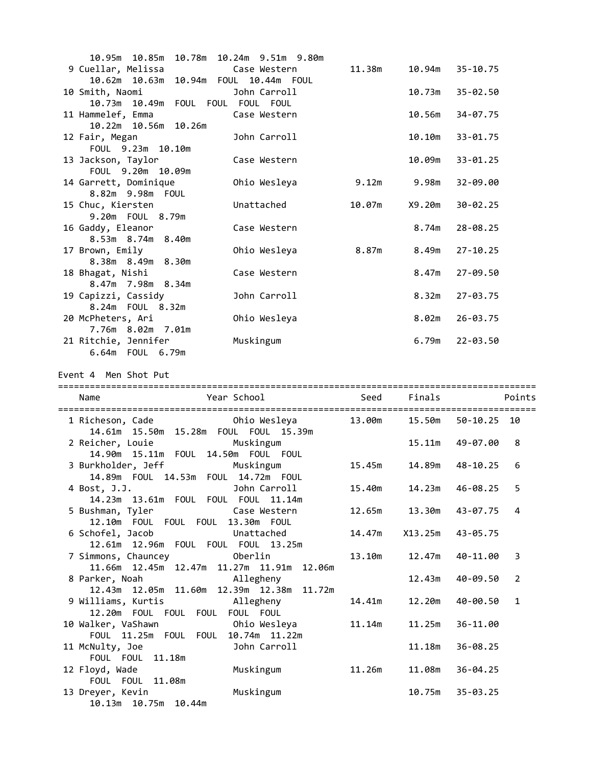```
     10.95m  10.85m  10.78m  10.24m  9.51m  9.80m
 9 Cuellar, Melissa           Case Western         11.38m     10.94m   35-10.75
     10.62m  10.63m  10.94m  FOUL  10.44m  FOUL
10 Smith, Naomi               John Carroll                    10.73m   35-02.50
     10.73m  10.49m  FOUL  FOUL  FOUL  FOUL
11 Hammelef, Emma             Case Western                    10.56m   34-07.75
     10.22m  10.56m  10.26m
12 Fair, Megan                John Carroll                    10.10m   33-01.75
     FOUL  9.23m  10.10m
13 Jackson, Taylor            Case Western                    10.09m   33-01.25
     FOUL  9.20m  10.09m
14 Garrett, Dominique         Ohio Wesleya          9.12m      9.98m   32-09.00
     8.82m  9.98m  FOUL
15 Chuc, Kiersten             Unattached           10.07m     X9.20m   30-02.25
     9.20m  FOUL  8.79m
16 Gaddy, Eleanor             Case Western                     8.74m   28-08.25
     8.53m  8.74m  8.40m
17 Brown, Emily               Ohio Wesleya          8.87m      8.49m   27-10.25
     8.38m  8.49m  8.30m
18 Bhagat, Nishi              Case Western                     8.47m   27-09.50
     8.47m  7.98m  8.34m
19 Capizzi, Cassidy           John Carroll                     8.32m   27-03.75
     8.24m  FOUL  8.32m
20 McPheters, Ari             Ohio Wesleya                     8.02m   26-03.75
     7.76m  8.02m  7.01m
21 Ritchie, Jennifer          Muskingum                        6.79m   22-03.50
     6.64m  FOUL  6.79m
```

Event 4  Men Shot Put

```
=========================================================================================
    Name                    Year School                 Seed     Finals            Points
=========================================================================================
  1 Richeson, Cade              Ohio Wesleya         13.00m     15.50m   50-10.25  10
     14.61m  15.50m  15.28m  FOUL  FOUL  15.39m
  2 Reicher, Louie              Muskingum                       15.11m   49-07.00   8
     14.90m  15.11m  FOUL  14.50m  FOUL  FOUL
  3 Burkholder, Jeff            Muskingum            15.45m     14.89m   48-10.25   6
     14.89m  FOUL  14.53m  FOUL  14.72m  FOUL
  4 Bost, J.J.                  John Carroll         15.40m     14.23m   46-08.25   5
     14.23m  13.61m  FOUL  FOUL  FOUL  11.14m
  5 Bushman, Tyler              Case Western         12.65m     13.30m   43-07.75   4
     12.10m  FOUL  FOUL  FOUL  13.30m  FOUL
  6 Schofel, Jacob              Unattached           14.47m    X13.25m   43-05.75
     12.61m  12.96m  FOUL  FOUL  FOUL  13.25m
  7 Simmons, Chauncey           Oberlin              13.10m     12.47m   40-11.00   3
     11.66m  12.45m  12.47m  11.27m  11.91m  12.06m
  8 Parker, Noah                Allegheny                       12.43m   40-09.50   2
     12.43m  12.05m  11.60m  12.39m  12.38m  11.72m
  9 Williams, Kurtis            Allegheny            14.41m     12.20m   40-00.50   1
     12.20m  FOUL  FOUL  FOUL  FOUL  FOUL
 10 Walker, VaShawn             Ohio Wesleya         11.14m     11.25m   36-11.00
     FOUL  11.25m  FOUL  FOUL  10.74m  11.22m
 11 McNulty, Joe                John Carroll                    11.18m   36-08.25
     FOUL  FOUL  11.18m
 12 Floyd, Wade                 Muskingum            11.26m     11.08m   36-04.25
     FOUL  FOUL  11.08m
 13 Dreyer, Kevin               Muskingum                       10.75m   35-03.25
     10.13m  10.75m  10.44m
```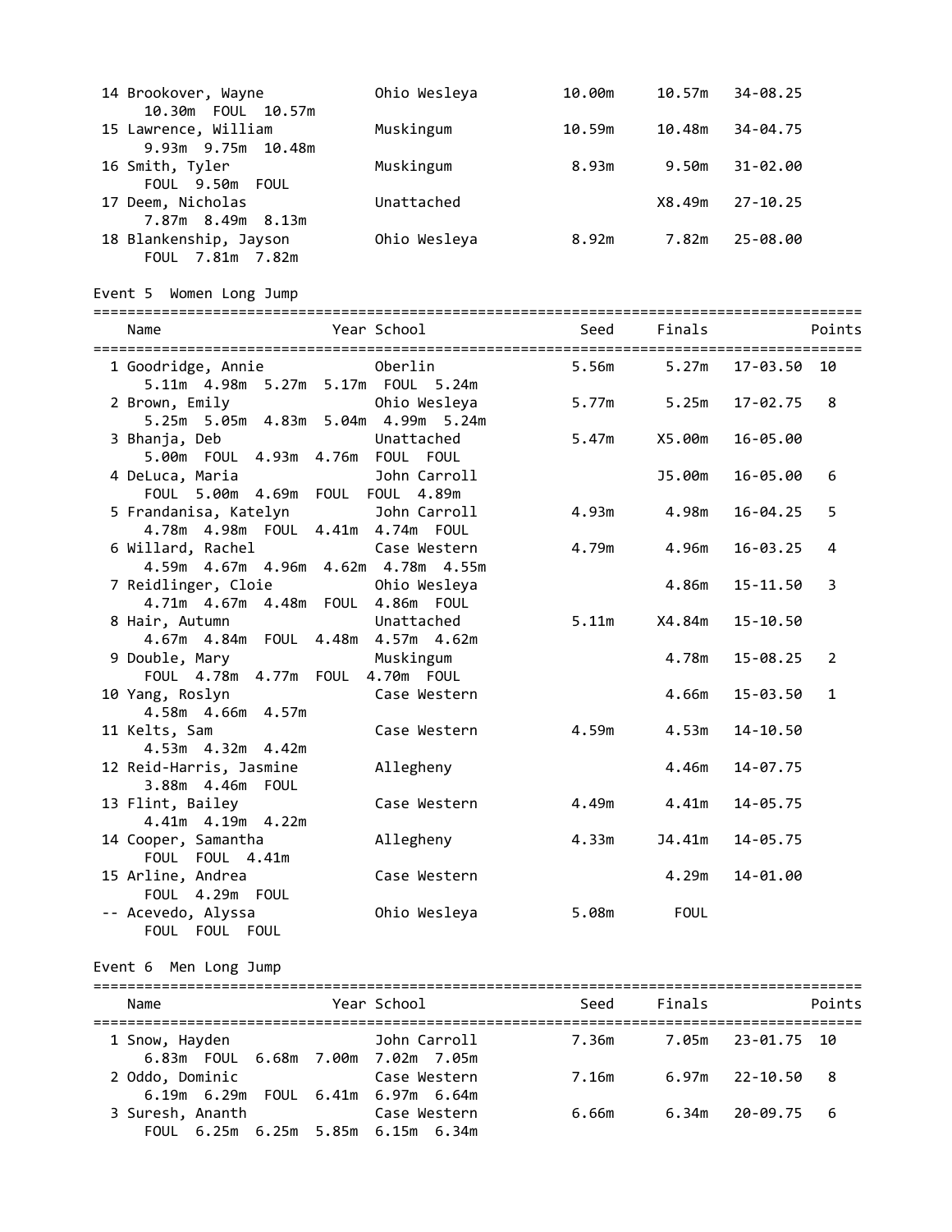| Place | Name | Year | School | Seed | Finals | | Points |
|---|---|---|---|---|---|---|---|
| 14 | Brookover, Wayne | | Ohio Wesleya | 10.00m | 10.57m | 34-08.25 | |
| | 10.30m FOUL 10.57m | | | | | | |
| 15 | Lawrence, William | | Muskingum | 10.59m | 10.48m | 34-04.75 | |
| | 9.93m 9.75m 10.48m | | | | | | |
| 16 | Smith, Tyler | | Muskingum | 8.93m | 9.50m | 31-02.00 | |
| | FOUL 9.50m FOUL | | | | | | |
| 17 | Deem, Nicholas | | Unattached | | X8.49m | 27-10.25 | |
| | 7.87m 8.49m 8.13m | | | | | | |
| 18 | Blankenship, Jayson | | Ohio Wesleya | 8.92m | 7.82m | 25-08.00 | |
| | FOUL 7.81m 7.82m | | | | | | |

## Event 5 Women Long Jump

| Place | Name | Year | School | Seed | Finals | | Points |
|---|---|---|---|---|---|---|---|
| 1 | Goodridge, Annie | | Oberlin | 5.56m | 5.27m | 17-03.50 | 10 |
| | 5.11m 4.98m 5.27m 5.17m FOUL 5.24m | | | | | | |
| 2 | Brown, Emily | | Ohio Wesleya | 5.77m | 5.25m | 17-02.75 | 8 |
| | 5.25m 5.05m 4.83m 5.04m 4.99m 5.24m | | | | | | |
| 3 | Bhanja, Deb | | Unattached | 5.47m | X5.00m | 16-05.00 | |
| | 5.00m FOUL 4.93m 4.76m FOUL FOUL | | | | | | |
| 4 | DeLuca, Maria | | John Carroll | | J5.00m | 16-05.00 | 6 |
| | FOUL 5.00m 4.69m FOUL FOUL 4.89m | | | | | | |
| 5 | Frandanisa, Katelyn | | John Carroll | 4.93m | 4.98m | 16-04.25 | 5 |
| | 4.78m 4.98m FOUL 4.41m 4.74m FOUL | | | | | | |
| 6 | Willard, Rachel | | Case Western | 4.79m | 4.96m | 16-03.25 | 4 |
| | 4.59m 4.67m 4.96m 4.62m 4.78m 4.55m | | | | | | |
| 7 | Reidlinger, Cloie | | Ohio Wesleya | | 4.86m | 15-11.50 | 3 |
| | 4.71m 4.67m 4.48m FOUL 4.86m FOUL | | | | | | |
| 8 | Hair, Autumn | | Unattached | 5.11m | X4.84m | 15-10.50 | |
| | 4.67m 4.84m FOUL 4.48m 4.57m 4.62m | | | | | | |
| 9 | Double, Mary | | Muskingum | | 4.78m | 15-08.25 | 2 |
| | FOUL 4.78m 4.77m FOUL 4.70m FOUL | | | | | | |
| 10 | Yang, Roslyn | | Case Western | | 4.66m | 15-03.50 | 1 |
| | 4.58m 4.66m 4.57m | | | | | | |
| 11 | Kelts, Sam | | Case Western | 4.59m | 4.53m | 14-10.50 | |
| | 4.53m 4.32m 4.42m | | | | | | |
| 12 | Reid-Harris, Jasmine | | Allegheny | | 4.46m | 14-07.75 | |
| | 3.88m 4.46m FOUL | | | | | | |
| 13 | Flint, Bailey | | Case Western | 4.49m | 4.41m | 14-05.75 | |
| | 4.41m 4.19m 4.22m | | | | | | |
| 14 | Cooper, Samantha | | Allegheny | 4.33m | J4.41m | 14-05.75 | |
| | FOUL FOUL 4.41m | | | | | | |
| 15 | Arline, Andrea | | Case Western | | 4.29m | 14-01.00 | |
| | FOUL 4.29m FOUL | | | | | | |
| -- | Acevedo, Alyssa | | Ohio Wesleya | 5.08m | FOUL | | |
| | FOUL FOUL FOUL | | | | | | |

## Event 6 Men Long Jump

| Place | Name | Year | School | Seed | Finals | | Points |
|---|---|---|---|---|---|---|---|
| 1 | Snow, Hayden | | John Carroll | 7.36m | 7.05m | 23-01.75 | 10 |
| | 6.83m FOUL 6.68m 7.00m 7.02m 7.05m | | | | | | |
| 2 | Oddo, Dominic | | Case Western | 7.16m | 6.97m | 22-10.50 | 8 |
| | 6.19m 6.29m FOUL 6.41m 6.97m 6.64m | | | | | | |
| 3 | Suresh, Ananth | | Case Western | 6.66m | 6.34m | 20-09.75 | 6 |
| | FOUL 6.25m 6.25m 5.85m 6.15m 6.34m | | | | | | |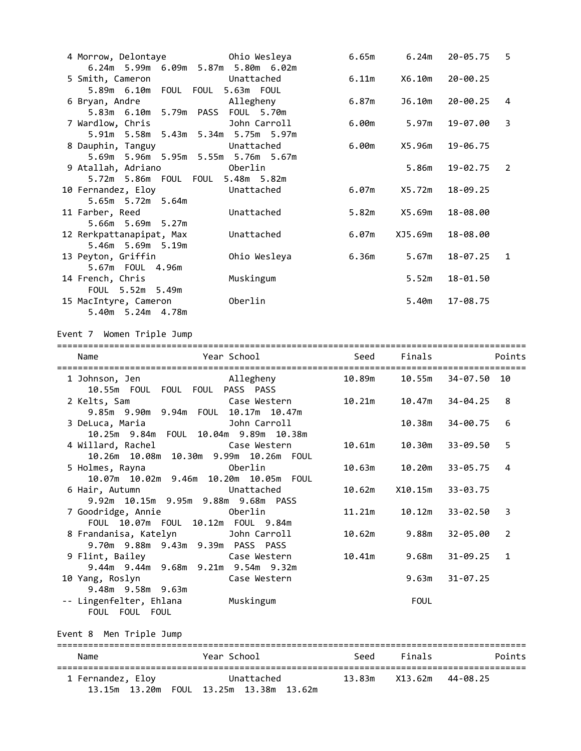```
  4 Morrow, Delontaye           Ohio Wesleya           6.65m      6.24m   20-05.75   5
      6.24m  5.99m  6.09m  5.87m  5.80m  6.02m
  5 Smith, Cameron              Unattached             6.11m     X6.10m   20-00.25
      5.89m  6.10m  FOUL  FOUL  5.63m  FOUL
  6 Bryan, Andre                Allegheny              6.87m     J6.10m   20-00.25   4
      5.83m  6.10m  5.79m  PASS  FOUL  5.70m
  7 Wardlow, Chris              John Carroll           6.00m      5.97m   19-07.00   3
      5.91m  5.58m  5.43m  5.34m  5.75m  5.97m
  8 Dauphin, Tanguy             Unattached             6.00m     X5.96m   19-06.75
      5.69m  5.96m  5.95m  5.55m  5.76m  5.67m
  9 Atallah, Adriano            Oberlin                           5.86m   19-02.75   2
      5.72m  5.86m  FOUL  FOUL  5.48m  5.82m
 10 Fernandez, Eloy             Unattached             6.07m     X5.72m   18-09.25
      5.65m  5.72m  5.64m
 11 Farber, Reed                Unattached             5.82m     X5.69m   18-08.00
      5.66m  5.69m  5.27m
 12 Rerkpattanapipat, Max       Unattached             6.07m    XJ5.69m   18-08.00
      5.46m  5.69m  5.19m
 13 Peyton, Griffin             Ohio Wesleya           6.36m      5.67m   18-07.25   1
      5.67m  FOUL  4.96m
 14 French, Chris               Muskingum                         5.52m   18-01.50
      FOUL  5.52m  5.49m
 15 MacIntyre, Cameron          Oberlin                           5.40m   17-08.75
      5.40m  5.24m  4.78m
```

Event 7  Women Triple Jump

```
=========================================================================================
    Name                    Year School                 Seed     Finals            Points
=========================================================================================
  1 Johnson, Jen                Allegheny             10.89m     10.55m   34-07.50  10
      10.55m  FOUL  FOUL  FOUL  PASS  PASS
  2 Kelts, Sam                  Case Western          10.21m     10.47m   34-04.25   8
      9.85m  9.90m  9.94m  FOUL  10.17m  10.47m
  3 DeLuca, Maria               John Carroll                     10.38m   34-00.75   6
      10.25m  9.84m  FOUL  10.04m  9.89m  10.38m
  4 Willard, Rachel             Case Western          10.61m     10.30m   33-09.50   5
      10.26m  10.08m  10.30m  9.99m  10.26m  FOUL
  5 Holmes, Rayna               Oberlin               10.63m     10.20m   33-05.75   4
      10.07m  10.02m  9.46m  10.20m  10.05m  FOUL
  6 Hair, Autumn                Unattached            10.62m    X10.15m   33-03.75
      9.92m  10.15m  9.95m  9.88m  9.68m  PASS
  7 Goodridge, Annie            Oberlin               11.21m     10.12m   33-02.50   3
      FOUL  10.07m  FOUL  10.12m  FOUL  9.84m
  8 Frandanisa, Katelyn         John Carroll          10.62m      9.88m   32-05.00   2
      9.70m  9.88m  9.43m  9.39m  PASS  PASS
  9 Flint, Bailey               Case Western          10.41m      9.68m   31-09.25   1
      9.44m  9.44m  9.68m  9.21m  9.54m  9.32m
 10 Yang, Roslyn                Case Western                      9.63m   31-07.25
      9.48m  9.58m  9.63m
 -- Lingenfelter, Ehlana        Muskingum                          FOUL
      FOUL  FOUL  FOUL
```

Event 8  Men Triple Jump

```
=========================================================================================
    Name                    Year School                 Seed     Finals            Points
=========================================================================================
  1 Fernandez, Eloy             Unattached            13.83m    X13.62m   44-08.25
      13.15m  13.20m  FOUL  13.25m  13.38m  13.62m
```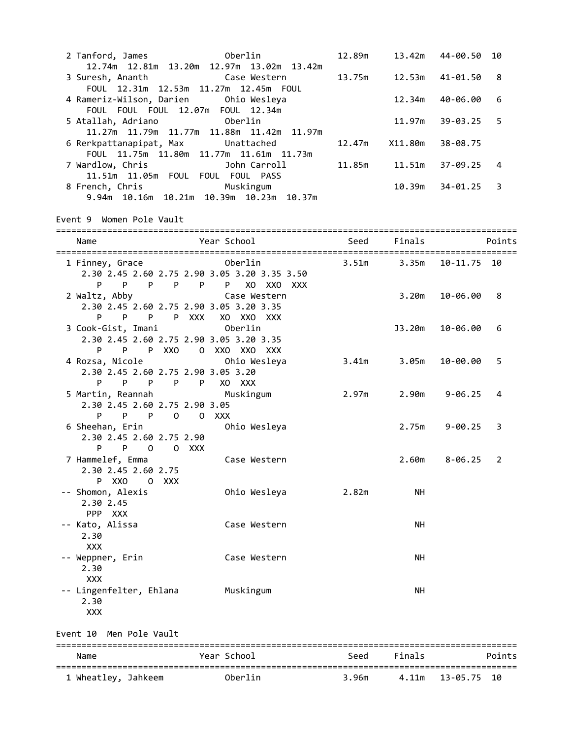```
  2 Tanford, James             Oberlin              12.89m     13.42m   44-00.50  10
     12.74m  12.81m  13.20m  12.97m  13.02m  13.42m
  3 Suresh, Ananth             Case Western         13.75m     12.53m   41-01.50   8
     FOUL  12.31m  12.53m  11.27m  12.45m  FOUL
  4 Rameriz-Wilson, Darien      Ohio Wesleya                    12.34m   40-06.00   6
     FOUL  FOUL  FOUL  12.07m  FOUL  12.34m
  5 Atallah, Adriano           Oberlin                         11.97m   39-03.25   5
     11.27m  11.79m  11.77m  11.88m  11.42m  11.97m
  6 Rerkpattanapipat, Max      Unattached           12.47m    X11.80m   38-08.75
     FOUL  11.75m  11.80m  11.77m  11.61m  11.73m
  7 Wardlow, Chris             John Carroll         11.85m     11.51m   37-09.25   4
     11.51m  11.05m  FOUL  FOUL  FOUL  PASS
  8 French, Chris              Muskingum                       10.39m   34-01.25   3
     9.94m  10.16m  10.21m  10.39m  10.23m  10.37m
```

## Event 9  Women Pole Vault

```
=========================================================================================
    Name                    Year School               Seed     Finals            Points
=========================================================================================
  1 Finney, Grace              Oberlin               3.51m      3.35m   10-11.75  10
     2.30 2.45 2.60 2.75 2.90 3.05 3.20 3.35 3.50
        P    P    P    P    P    P   XO  XXO  XXX
  2 Waltz, Abby                Case Western                     3.20m   10-06.00   8
     2.30 2.45 2.60 2.75 2.90 3.05 3.20 3.35
        P    P    P    P  XXX   XO  XXO  XXX
  3 Cook-Gist, Imani           Oberlin                         J3.20m   10-06.00   6
     2.30 2.45 2.60 2.75 2.90 3.05 3.20 3.35
        P    P    P  XXO    O  XXO  XXO  XXX
  4 Rozsa, Nicole              Ohio Wesleya          3.41m      3.05m   10-00.00   5
     2.30 2.45 2.60 2.75 2.90 3.05 3.20
        P    P    P    P    P   XO  XXX
  5 Martin, Reannah            Muskingum             2.97m      2.90m    9-06.25   4
     2.30 2.45 2.60 2.75 2.90 3.05
        P    P    P    O    O  XXX
  6 Sheehan, Erin              Ohio Wesleya                     2.75m    9-00.25   3
     2.30 2.45 2.60 2.75 2.90
        P    P    O    O  XXX
  7 Hammelef, Emma             Case Western                     2.60m    8-06.25   2
     2.30 2.45 2.60 2.75
        P  XXO    O  XXX
 -- Shomon, Alexis             Ohio Wesleya          2.82m         NH
     2.30 2.45
      PPP  XXX
 -- Kato, Alissa               Case Western                        NH
     2.30
      XXX
 -- Weppner, Erin              Case Western                        NH
     2.30
      XXX
 -- Lingenfelter, Ehlana       Muskingum                           NH
     2.30
      XXX
```

## Event 10  Men Pole Vault

```
=========================================================================================
    Name                    Year School               Seed     Finals            Points
=========================================================================================
  1 Wheatley, Jahkeem          Oberlin               3.96m      4.11m   13-05.75  10
```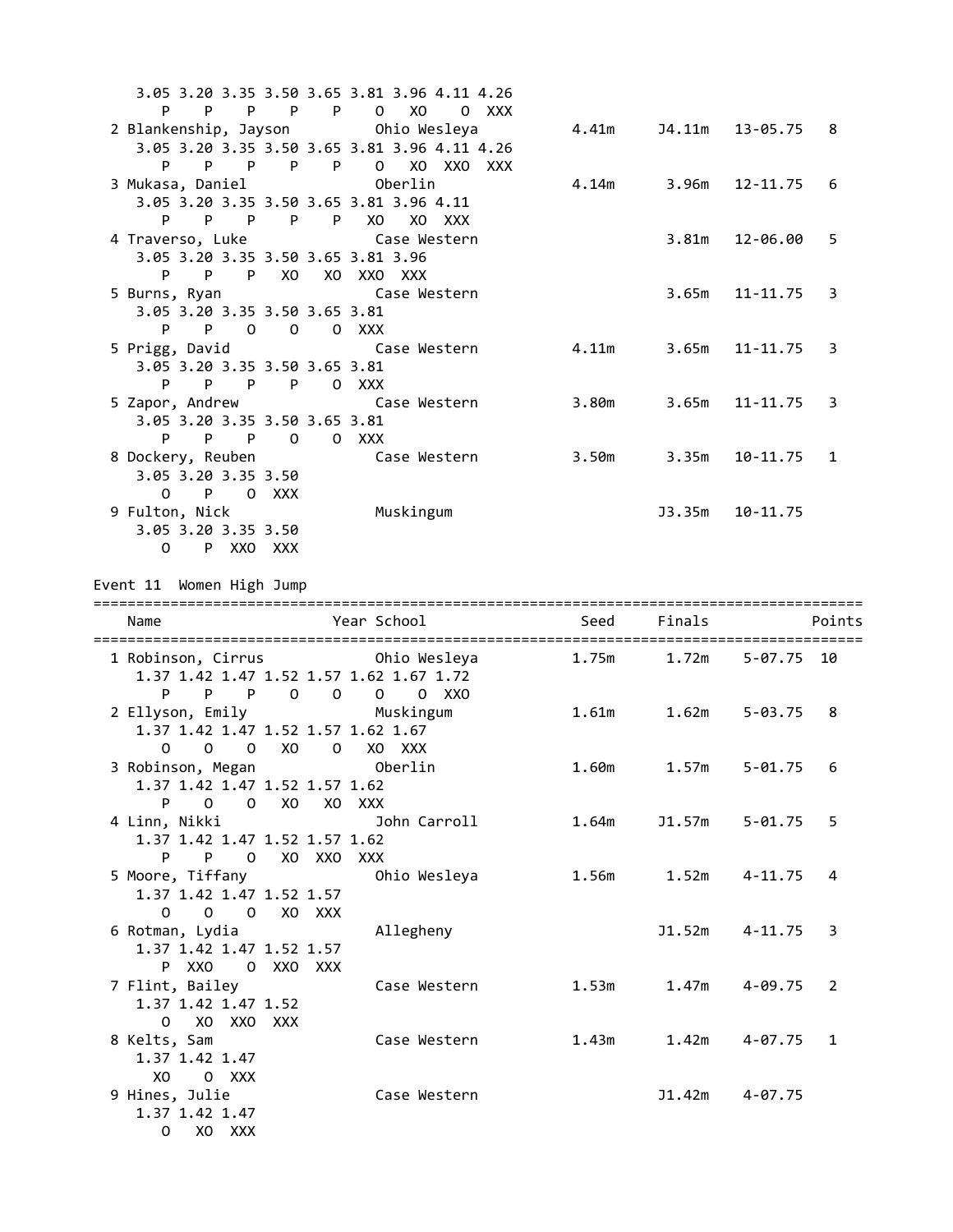```
    3.05 3.20 3.35 3.50 3.65 3.81 3.96 4.11 4.26
       P    P    P    P    P    O   XO    O  XXX
  2 Blankenship, Jayson         Ohio Wesleya          4.41m     J4.11m   13-05.75   8
    3.05 3.20 3.35 3.50 3.65 3.81 3.96 4.11 4.26
       P    P    P    P    P    O   XO  XXO  XXX
  3 Mukasa, Daniel              Oberlin               4.14m      3.96m   12-11.75   6
    3.05 3.20 3.35 3.50 3.65 3.81 3.96 4.11
       P    P    P    P    P   XO   XO  XXX
  4 Traverso, Luke              Case Western                     3.81m   12-06.00   5
    3.05 3.20 3.35 3.50 3.65 3.81 3.96
       P    P    P   XO   XO  XXO  XXX
  5 Burns, Ryan                 Case Western                     3.65m   11-11.75   3
    3.05 3.20 3.35 3.50 3.65 3.81
       P    P    O    O    O  XXX
  5 Prigg, David                Case Western          4.11m      3.65m   11-11.75   3
    3.05 3.20 3.35 3.50 3.65 3.81
       P    P    P    P    O  XXX
  5 Zapor, Andrew               Case Western          3.80m      3.65m   11-11.75   3
    3.05 3.20 3.35 3.50 3.65 3.81
       P    P    P    O    O  XXX
  8 Dockery, Reuben             Case Western          3.50m      3.35m   10-11.75   1
    3.05 3.20 3.35 3.50
       O    P    O  XXX
  9 Fulton, Nick                Muskingum                       J3.35m   10-11.75
    3.05 3.20 3.35 3.50
       O    P  XXO  XXX
```

Event 11  Women High Jump

```
=========================================================================================
    Name                    Year School                 Seed     Finals           Points
=========================================================================================
  1 Robinson, Cirrus            Ohio Wesleya          1.75m      1.72m    5-07.75  10
    1.37 1.42 1.47 1.52 1.57 1.62 1.67 1.72
       P    P    P    O    O    O    O  XXO
  2 Ellyson, Emily              Muskingum             1.61m      1.62m    5-03.75   8
    1.37 1.42 1.47 1.52 1.57 1.62 1.67
       O    O    O   XO    O   XO  XXX
  3 Robinson, Megan             Oberlin               1.60m      1.57m    5-01.75   6
    1.37 1.42 1.47 1.52 1.57 1.62
       P    O    O   XO   XO  XXX
  4 Linn, Nikki                 John Carroll          1.64m     J1.57m    5-01.75   5
    1.37 1.42 1.47 1.52 1.57 1.62
       P    P    O   XO  XXO  XXX
  5 Moore, Tiffany              Ohio Wesleya          1.56m      1.52m    4-11.75   4
    1.37 1.42 1.47 1.52 1.57
       O    O    O   XO  XXX
  6 Rotman, Lydia               Allegheny                       J1.52m    4-11.75   3
    1.37 1.42 1.47 1.52 1.57
       P  XXO    O  XXO  XXX
  7 Flint, Bailey               Case Western          1.53m      1.47m    4-09.75   2
    1.37 1.42 1.47 1.52
       O   XO  XXO  XXX
  8 Kelts, Sam                  Case Western          1.43m      1.42m    4-07.75   1
    1.37 1.42 1.47
      XO    O  XXX
  9 Hines, Julie                Case Western                    J1.42m    4-07.75
    1.37 1.42 1.47
       O   XO  XXX
```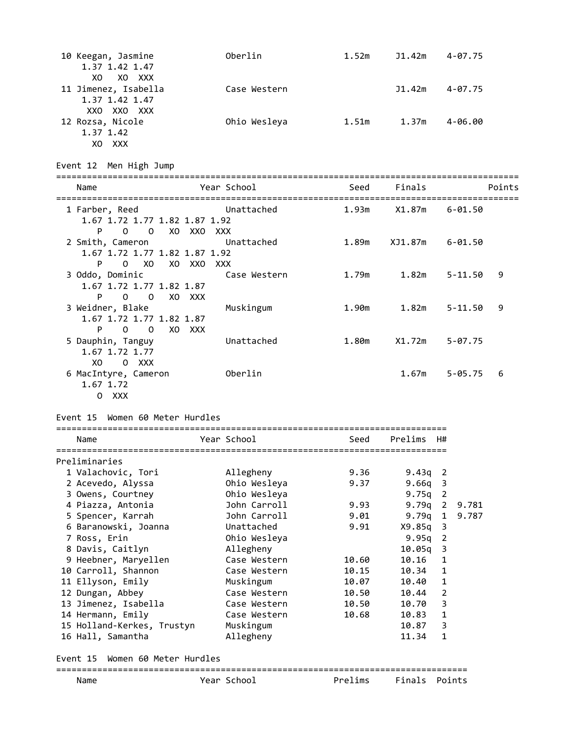| Place | Name | Year | School | Seed | Finals | | Points |
|---|---|---|---|---|---|---|---|
| 10 | Keegan, Jasmine | | Oberlin | 1.52m | J1.42m | 4-07.75 | |
| | 1.37 1.42 1.47<br>XO XO XXX | | | | | | |
| 11 | Jimenez, Isabella | | Case Western | | J1.42m | 4-07.75 | |
| | 1.37 1.42 1.47<br>XXO XXO XXX | | | | | | |
| 12 | Rozsa, Nicole | | Ohio Wesleya | 1.51m | 1.37m | 4-06.00 | |
| | 1.37 1.42<br>XO XXX | | | | | | |

## Event 12 Men High Jump

| Place | Name | Year | School | Seed | Finals | | Points |
|---|---|---|---|---|---|---|---|
| 1 | Farber, Reed | | Unattached | 1.93m | X1.87m | 6-01.50 | |
| | 1.67 1.72 1.77 1.82 1.87 1.92<br>P O O XO XXO XXX | | | | | | |
| 2 | Smith, Cameron | | Unattached | 1.89m | XJ1.87m | 6-01.50 | |
| | 1.67 1.72 1.77 1.82 1.87 1.92<br>P O XO XO XXO XXX | | | | | | |
| 3 | Oddo, Dominic | | Case Western | 1.79m | 1.82m | 5-11.50 | 9 |
| | 1.67 1.72 1.77 1.82 1.87<br>P O O XO XXX | | | | | | |
| 3 | Weidner, Blake | | Muskingum | 1.90m | 1.82m | 5-11.50 | 9 |
| | 1.67 1.72 1.77 1.82 1.87<br>P O O XO XXX | | | | | | |
| 5 | Dauphin, Tanguy | | Unattached | 1.80m | X1.72m | 5-07.75 | |
| | 1.67 1.72 1.77<br>XO O XXX | | | | | | |
| 6 | MacIntyre, Cameron | | Oberlin | | 1.67m | 5-05.75 | 6 |
| | 1.67 1.72<br>O XXX | | | | | | |

## Event 15 Women 60 Meter Hurdles

| Place | Name | Year | School | Seed | Prelims | H# | |
|---|---|---|---|---|---|---|---|
| **Preliminaries** | | | | | | | |
| 1 | Valachovic, Tori | | Allegheny | 9.36 | 9.43q | 2 | |
| 2 | Acevedo, Alyssa | | Ohio Wesleya | 9.37 | 9.66q | 3 | |
| 3 | Owens, Courtney | | Ohio Wesleya | | 9.75q | 2 | |
| 4 | Piazza, Antonia | | John Carroll | 9.93 | 9.79q | 2 | 9.781 |
| 5 | Spencer, Karrah | | John Carroll | 9.01 | 9.79q | 1 | 9.787 |
| 6 | Baranowski, Joanna | | Unattached | 9.91 | X9.85q | 3 | |
| 7 | Ross, Erin | | Ohio Wesleya | | 9.95q | 2 | |
| 8 | Davis, Caitlyn | | Allegheny | | 10.05q | 3 | |
| 9 | Heebner, Maryellen | | Case Western | 10.60 | 10.16 | 1 | |
| 10 | Carroll, Shannon | | Case Western | 10.15 | 10.34 | 1 | |
| 11 | Ellyson, Emily | | Muskingum | 10.07 | 10.40 | 1 | |
| 12 | Dungan, Abbey | | Case Western | 10.50 | 10.44 | 2 | |
| 13 | Jimenez, Isabella | | Case Western | 10.50 | 10.70 | 3 | |
| 14 | Hermann, Emily | | Case Western | 10.68 | 10.83 | 1 | |
| 15 | Holland-Kerkes, Trustyn | | Muskingum | | 10.87 | 3 | |
| 16 | Hall, Samantha | | Allegheny | | 11.34 | 1 | |

## Event 15 Women 60 Meter Hurdles

| Name | Year | School | Prelims | Finals | Points |
|---|---|---|---|---|---|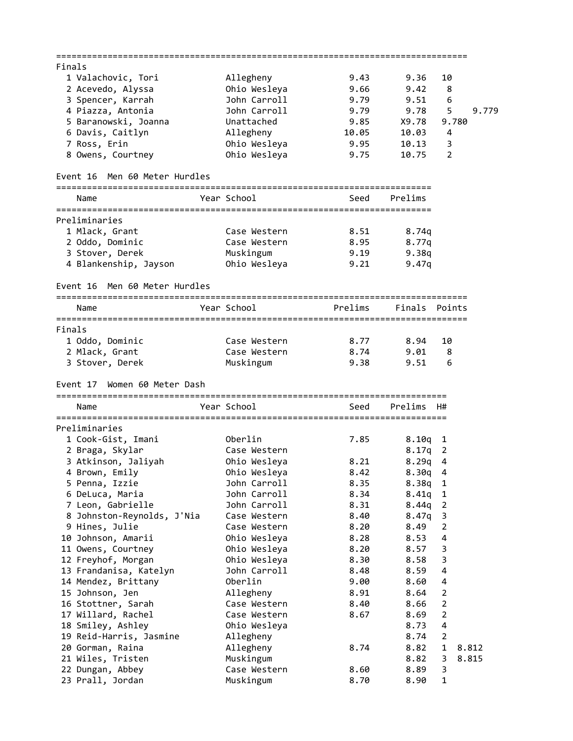Finals

| | Name | Year | School | Prelims | Finals | Points | |
|---|---|---|---|---|---|---|---|
| 1 | Valachovic, Tori | | Allegheny | 9.43 | 9.36 | 10 | |
| 2 | Acevedo, Alyssa | | Ohio Wesleya | 9.66 | 9.42 | 8 | |
| 3 | Spencer, Karrah | | John Carroll | 9.79 | 9.51 | 6 | |
| 4 | Piazza, Antonia | | John Carroll | 9.79 | 9.78 | 5 | 9.779 |
| 5 | Baranowski, Joanna | | Unattached | 9.85 | X9.78 | | 9.780 |
| 6 | Davis, Caitlyn | | Allegheny | 10.05 | 10.03 | 4 | |
| 7 | Ross, Erin | | Ohio Wesleya | 9.95 | 10.13 | 3 | |
| 8 | Owens, Courtney | | Ohio Wesleya | 9.75 | 10.75 | 2 | |

## Event 16 Men 60 Meter Hurdles

Preliminaries

| | Name | Year | School | Seed | Prelims |
|---|---|---|---|---|---|
| 1 | Mlack, Grant | | Case Western | 8.51 | 8.74q |
| 2 | Oddo, Dominic | | Case Western | 8.95 | 8.77q |
| 3 | Stover, Derek | | Muskingum | 9.19 | 9.38q |
| 4 | Blankenship, Jayson | | Ohio Wesleya | 9.21 | 9.47q |

## Event 16 Men 60 Meter Hurdles

Finals

| | Name | Year | School | Prelims | Finals | Points |
|---|---|---|---|---|---|---|
| 1 | Oddo, Dominic | | Case Western | 8.77 | 8.94 | 10 |
| 2 | Mlack, Grant | | Case Western | 8.74 | 9.01 | 8 |
| 3 | Stover, Derek | | Muskingum | 9.38 | 9.51 | 6 |

## Event 17 Women 60 Meter Dash

Preliminaries

| | Name | Year | School | Seed | Prelims | H# | |
|---|---|---|---|---|---|---|---|
| 1 | Cook-Gist, Imani | | Oberlin | 7.85 | 8.10q | 1 | |
| 2 | Braga, Skylar | | Case Western | | 8.17q | 2 | |
| 3 | Atkinson, Jaliyah | | Ohio Wesleya | 8.21 | 8.29q | 4 | |
| 4 | Brown, Emily | | Ohio Wesleya | 8.42 | 8.30q | 4 | |
| 5 | Penna, Izzie | | John Carroll | 8.35 | 8.38q | 1 | |
| 6 | DeLuca, Maria | | John Carroll | 8.34 | 8.41q | 1 | |
| 7 | Leon, Gabrielle | | John Carroll | 8.31 | 8.44q | 2 | |
| 8 | Johnston-Reynolds, J'Nia | | Case Western | 8.40 | 8.47q | 3 | |
| 9 | Hines, Julie | | Case Western | 8.20 | 8.49 | 2 | |
| 10 | Johnson, Amarii | | Ohio Wesleya | 8.28 | 8.53 | 4 | |
| 11 | Owens, Courtney | | Ohio Wesleya | 8.20 | 8.57 | 3 | |
| 12 | Freyhof, Morgan | | Ohio Wesleya | 8.30 | 8.58 | 3 | |
| 13 | Frandanisa, Katelyn | | John Carroll | 8.48 | 8.59 | 4 | |
| 14 | Mendez, Brittany | | Oberlin | 9.00 | 8.60 | 4 | |
| 15 | Johnson, Jen | | Allegheny | 8.91 | 8.64 | 2 | |
| 16 | Stottner, Sarah | | Case Western | 8.40 | 8.66 | 2 | |
| 17 | Willard, Rachel | | Case Western | 8.67 | 8.69 | 2 | |
| 18 | Smiley, Ashley | | Ohio Wesleya | | 8.73 | 4 | |
| 19 | Reid-Harris, Jasmine | | Allegheny | | 8.74 | 2 | |
| 20 | Gorman, Raina | | Allegheny | 8.74 | 8.82 | 1 | 8.812 |
| 21 | Wiles, Tristen | | Muskingum | | 8.82 | 3 | 8.815 |
| 22 | Dungan, Abbey | | Case Western | 8.60 | 8.89 | 3 | |
| 23 | Prall, Jordan | | Muskingum | 8.70 | 8.90 | 1 | |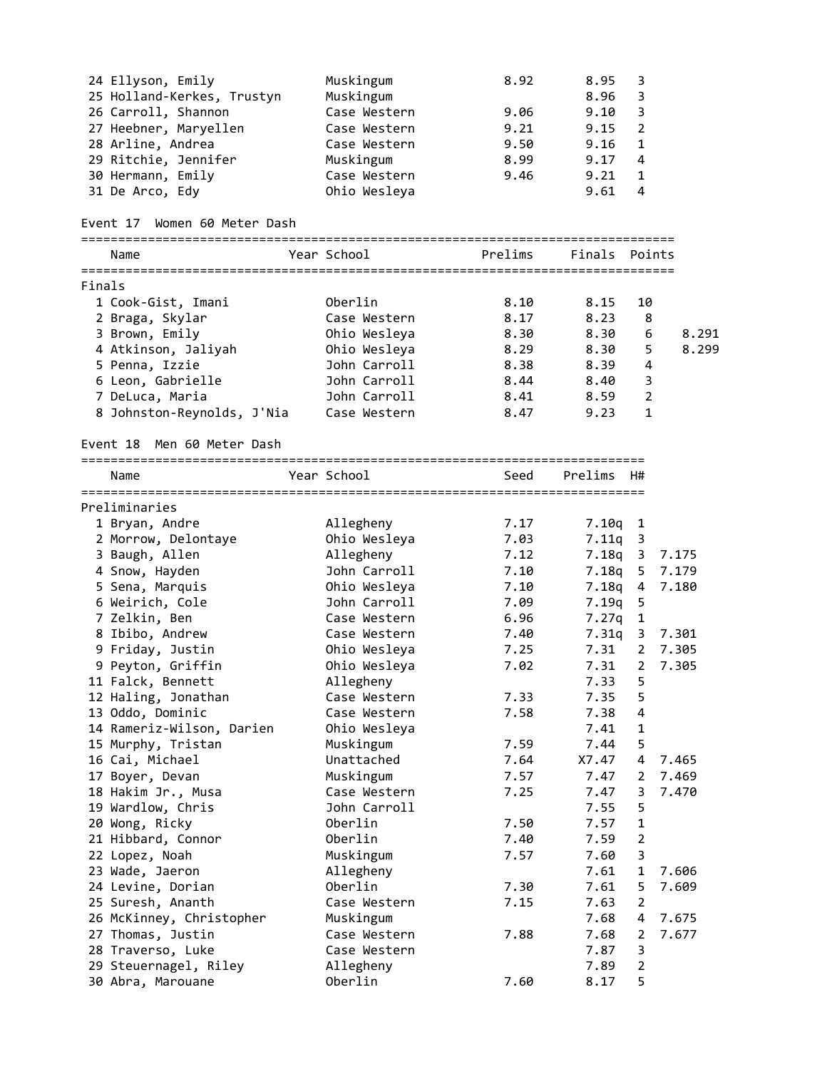| Place | Name | Year | School | Prelims | Finals | Points | |
|---|---|---|---|---|---|---|---|
| 24 | Ellyson, Emily | | Muskingum | 8.92 | 8.95 | 3 | |
| 25 | Holland-Kerkes, Trustyn | | Muskingum | | 8.96 | 3 | |
| 26 | Carroll, Shannon | | Case Western | 9.06 | 9.10 | 3 | |
| 27 | Heebner, Maryellen | | Case Western | 9.21 | 9.15 | 2 | |
| 28 | Arline, Andrea | | Case Western | 9.50 | 9.16 | 1 | |
| 29 | Ritchie, Jennifer | | Muskingum | 8.99 | 9.17 | 4 | |
| 30 | Hermann, Emily | | Case Western | 9.46 | 9.21 | 1 | |
| 31 | De Arco, Edy | | Ohio Wesleya | | 9.61 | 4 | |

## Event 17 Women 60 Meter Dash

Finals

| Place | Name | Year | School | Prelims | Finals | Points | |
|---|---|---|---|---|---|---|---|
| 1 | Cook-Gist, Imani | | Oberlin | 8.10 | 8.15 | 10 | |
| 2 | Braga, Skylar | | Case Western | 8.17 | 8.23 | 8 | |
| 3 | Brown, Emily | | Ohio Wesleya | 8.30 | 8.30 | 6 | 8.291 |
| 4 | Atkinson, Jaliyah | | Ohio Wesleya | 8.29 | 8.30 | 5 | 8.299 |
| 5 | Penna, Izzie | | John Carroll | 8.38 | 8.39 | 4 | |
| 6 | Leon, Gabrielle | | John Carroll | 8.44 | 8.40 | 3 | |
| 7 | DeLuca, Maria | | John Carroll | 8.41 | 8.59 | 2 | |
| 8 | Johnston-Reynolds, J'Nia | | Case Western | 8.47 | 9.23 | 1 | |

## Event 18 Men 60 Meter Dash

Preliminaries

| Place | Name | Year | School | Seed | Prelims | H# | |
|---|---|---|---|---|---|---|---|
| 1 | Bryan, Andre | | Allegheny | 7.17 | 7.10q | 1 | |
| 2 | Morrow, Delontaye | | Ohio Wesleya | 7.03 | 7.11q | 3 | |
| 3 | Baugh, Allen | | Allegheny | 7.12 | 7.18q | 3 | 7.175 |
| 4 | Snow, Hayden | | John Carroll | 7.10 | 7.18q | 5 | 7.179 |
| 5 | Sena, Marquis | | Ohio Wesleya | 7.10 | 7.18q | 4 | 7.180 |
| 6 | Weirich, Cole | | John Carroll | 7.09 | 7.19q | 5 | |
| 7 | Zelkin, Ben | | Case Western | 6.96 | 7.27q | 1 | |
| 8 | Ibibo, Andrew | | Case Western | 7.40 | 7.31q | 3 | 7.301 |
| 9 | Friday, Justin | | Ohio Wesleya | 7.25 | 7.31 | 2 | 7.305 |
| 9 | Peyton, Griffin | | Ohio Wesleya | 7.02 | 7.31 | 2 | 7.305 |
| 11 | Falck, Bennett | | Allegheny | | 7.33 | 5 | |
| 12 | Haling, Jonathan | | Case Western | 7.33 | 7.35 | 5 | |
| 13 | Oddo, Dominic | | Case Western | 7.58 | 7.38 | 4 | |
| 14 | Rameriz-Wilson, Darien | | Ohio Wesleya | | 7.41 | 1 | |
| 15 | Murphy, Tristan | | Muskingum | 7.59 | 7.44 | 5 | |
| 16 | Cai, Michael | | Unattached | 7.64 | X7.47 | 4 | 7.465 |
| 17 | Boyer, Devan | | Muskingum | 7.57 | 7.47 | 2 | 7.469 |
| 18 | Hakim Jr., Musa | | Case Western | 7.25 | 7.47 | 3 | 7.470 |
| 19 | Wardlow, Chris | | John Carroll | | 7.55 | 5 | |
| 20 | Wong, Ricky | | Oberlin | 7.50 | 7.57 | 1 | |
| 21 | Hibbard, Connor | | Oberlin | 7.40 | 7.59 | 2 | |
| 22 | Lopez, Noah | | Muskingum | 7.57 | 7.60 | 3 | |
| 23 | Wade, Jaeron | | Allegheny | | 7.61 | 1 | 7.606 |
| 24 | Levine, Dorian | | Oberlin | 7.30 | 7.61 | 5 | 7.609 |
| 25 | Suresh, Ananth | | Case Western | 7.15 | 7.63 | 2 | |
| 26 | McKinney, Christopher | | Muskingum | | 7.68 | 4 | 7.675 |
| 27 | Thomas, Justin | | Case Western | 7.88 | 7.68 | 2 | 7.677 |
| 28 | Traverso, Luke | | Case Western | | 7.87 | 3 | |
| 29 | Steuernagel, Riley | | Allegheny | | 7.89 | 2 | |
| 30 | Abra, Marouane | | Oberlin | 7.60 | 8.17 | 5 | |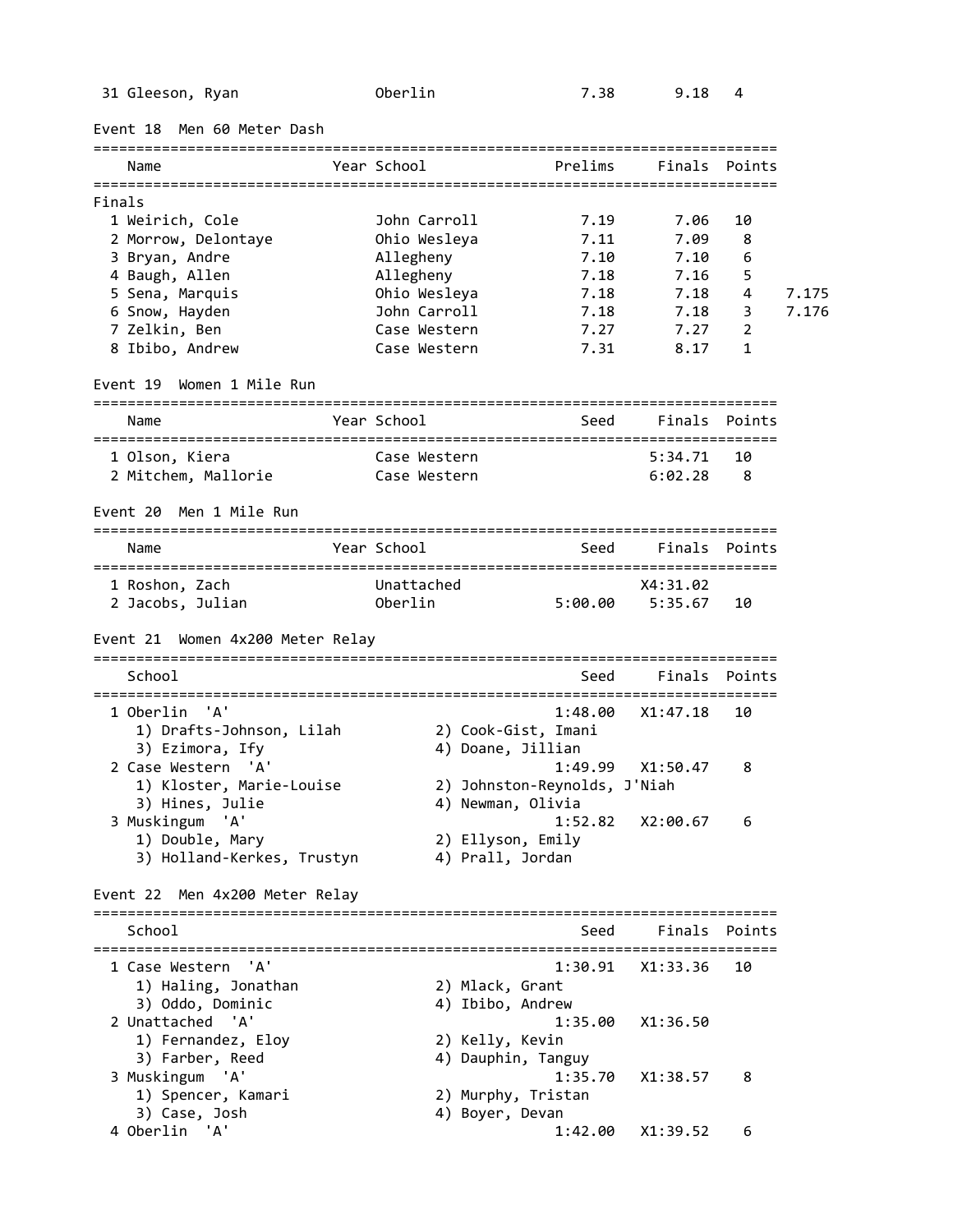| | Name | Year | School | Prelims | Finals | Points |
|---|---|---|---|---|---|---|
| 31 | Gleeson, Ryan | | Oberlin | 7.38 | 9.18 | 4 |

### Event 18 Men 60 Meter Dash

| | Name | Year | School | Prelims | Finals | Points | |
|---|---|---|---|---|---|---|---|
| **Finals** | | | | | | | |
| 1 | Weirich, Cole | | John Carroll | 7.19 | 7.06 | 10 | |
| 2 | Morrow, Delontaye | | Ohio Wesleya | 7.11 | 7.09 | 8 | |
| 3 | Bryan, Andre | | Allegheny | 7.10 | 7.10 | 6 | |
| 4 | Baugh, Allen | | Allegheny | 7.18 | 7.16 | 5 | |
| 5 | Sena, Marquis | | Ohio Wesleya | 7.18 | 7.18 | 4 | 7.175 |
| 6 | Snow, Hayden | | John Carroll | 7.18 | 7.18 | 3 | 7.176 |
| 7 | Zelkin, Ben | | Case Western | 7.27 | 7.27 | 2 | |
| 8 | Ibibo, Andrew | | Case Western | 7.31 | 8.17 | 1 | |

### Event 19 Women 1 Mile Run

| | Name | Year | School | Seed | Finals | Points |
|---|---|---|---|---|---|---|
| 1 | Olson, Kiera | | Case Western | | 5:34.71 | 10 |
| 2 | Mitchem, Mallorie | | Case Western | | 6:02.28 | 8 |

### Event 20 Men 1 Mile Run

| | Name | Year | School | Seed | Finals | Points |
|---|---|---|---|---|---|---|
| 1 | Roshon, Zach | | Unattached | | X4:31.02 | |
| 2 | Jacobs, Julian | | Oberlin | 5:00.00 | 5:35.67 | 10 |

### Event 21 Women 4x200 Meter Relay

| | School | Seed | Finals | Points |
|---|---|---|---|---|
| 1 | Oberlin 'A' | 1:48.00 | X1:47.18 | 10 |
| | 1) Drafts-Johnson, Lilah; 2) Cook-Gist, Imani; 3) Ezimora, Ify; 4) Doane, Jillian | | | |
| 2 | Case Western 'A' | 1:49.99 | X1:50.47 | 8 |
| | 1) Kloster, Marie-Louise; 2) Johnston-Reynolds, J'Niah; 3) Hines, Julie; 4) Newman, Olivia | | | |
| 3 | Muskingum 'A' | 1:52.82 | X2:00.67 | 6 |
| | 1) Double, Mary; 2) Ellyson, Emily; 3) Holland-Kerkes, Trustyn; 4) Prall, Jordan | | | |

### Event 22 Men 4x200 Meter Relay

| | School | Seed | Finals | Points |
|---|---|---|---|---|
| 1 | Case Western 'A' | 1:30.91 | X1:33.36 | 10 |
| | 1) Haling, Jonathan; 2) Mlack, Grant; 3) Oddo, Dominic; 4) Ibibo, Andrew | | | |
| 2 | Unattached 'A' | 1:35.00 | X1:36.50 | |
| | 1) Fernandez, Eloy; 2) Kelly, Kevin; 3) Farber, Reed; 4) Dauphin, Tanguy | | | |
| 3 | Muskingum 'A' | 1:35.70 | X1:38.57 | 8 |
| | 1) Spencer, Kamari; 2) Murphy, Tristan; 3) Case, Josh; 4) Boyer, Devan | | | |
| 4 | Oberlin 'A' | 1:42.00 | X1:39.52 | 6 |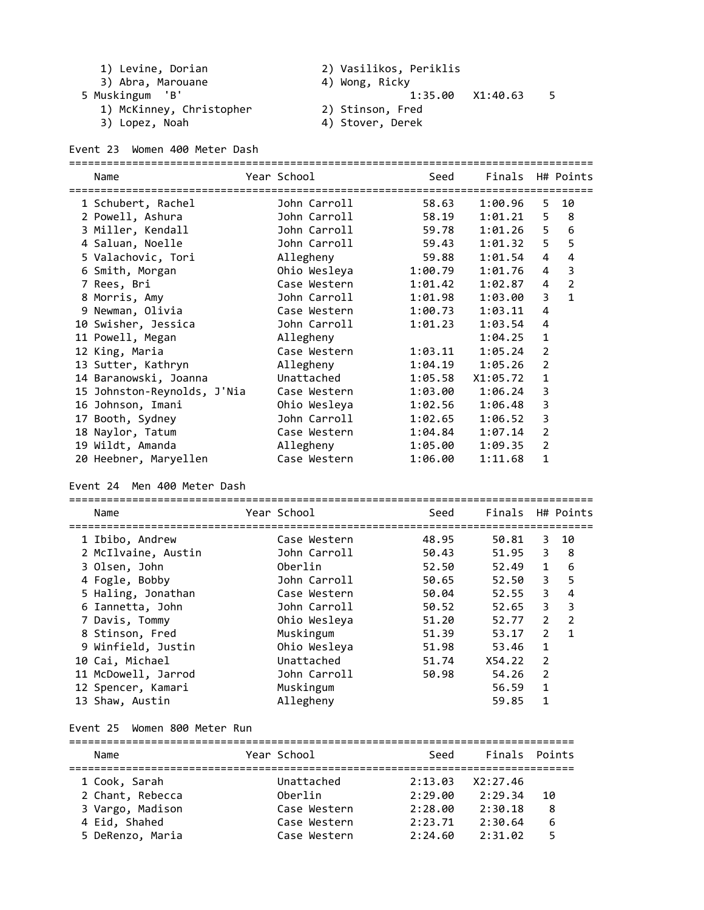1) Levine, Dorian 2) Vasilikos, Periklis
3) Abra, Marouane 4) Wong, Ricky

5 Muskingum 'B' 1:35.00 X1:40.63 5

1) McKinney, Christopher 2) Stinson, Fred
3) Lopez, Noah 4) Stover, Derek

### Event 23 Women 400 Meter Dash

| | Name | Year | School | Seed | Finals | H# | Points |
|---|---|---|---|---|---|---|---|
| 1 | Schubert, Rachel | | John Carroll | 58.63 | 1:00.96 | 5 | 10 |
| 2 | Powell, Ashura | | John Carroll | 58.19 | 1:01.21 | 5 | 8 |
| 3 | Miller, Kendall | | John Carroll | 59.78 | 1:01.26 | 5 | 6 |
| 4 | Saluan, Noelle | | John Carroll | 59.43 | 1:01.32 | 5 | 5 |
| 5 | Valachovic, Tori | | Allegheny | 59.88 | 1:01.54 | 4 | 4 |
| 6 | Smith, Morgan | | Ohio Wesleya | 1:00.79 | 1:01.76 | 4 | 3 |
| 7 | Rees, Bri | | Case Western | 1:01.42 | 1:02.87 | 4 | 2 |
| 8 | Morris, Amy | | John Carroll | 1:01.98 | 1:03.00 | 3 | 1 |
| 9 | Newman, Olivia | | Case Western | 1:00.73 | 1:03.11 | 4 | |
| 10 | Swisher, Jessica | | John Carroll | 1:01.23 | 1:03.54 | 4 | |
| 11 | Powell, Megan | | Allegheny | | 1:04.25 | 1 | |
| 12 | King, Maria | | Case Western | 1:03.11 | 1:05.24 | 2 | |
| 13 | Sutter, Kathryn | | Allegheny | 1:04.19 | 1:05.26 | 2 | |
| 14 | Baranowski, Joanna | | Unattached | 1:05.58 | X1:05.72 | 1 | |
| 15 | Johnston-Reynolds, J'Nia | | Case Western | 1:03.00 | 1:06.24 | 3 | |
| 16 | Johnson, Imani | | Ohio Wesleya | 1:02.56 | 1:06.48 | 3 | |
| 17 | Booth, Sydney | | John Carroll | 1:02.65 | 1:06.52 | 3 | |
| 18 | Naylor, Tatum | | Case Western | 1:04.84 | 1:07.14 | 2 | |
| 19 | Wildt, Amanda | | Allegheny | 1:05.00 | 1:09.35 | 2 | |
| 20 | Heebner, Maryellen | | Case Western | 1:06.00 | 1:11.68 | 1 | |

### Event 24 Men 400 Meter Dash

| | Name | Year | School | Seed | Finals | H# | Points |
|---|---|---|---|---|---|---|---|
| 1 | Ibibo, Andrew | | Case Western | 48.95 | 50.81 | 3 | 10 |
| 2 | McIlvaine, Austin | | John Carroll | 50.43 | 51.95 | 3 | 8 |
| 3 | Olsen, John | | Oberlin | 52.50 | 52.49 | 1 | 6 |
| 4 | Fogle, Bobby | | John Carroll | 50.65 | 52.50 | 3 | 5 |
| 5 | Haling, Jonathan | | Case Western | 50.04 | 52.55 | 3 | 4 |
| 6 | Iannetta, John | | John Carroll | 50.52 | 52.65 | 3 | 3 |
| 7 | Davis, Tommy | | Ohio Wesleya | 51.20 | 52.77 | 2 | 2 |
| 8 | Stinson, Fred | | Muskingum | 51.39 | 53.17 | 2 | 1 |
| 9 | Winfield, Justin | | Ohio Wesleya | 51.98 | 53.46 | 1 | |
| 10 | Cai, Michael | | Unattached | 51.74 | X54.22 | 2 | |
| 11 | McDowell, Jarrod | | John Carroll | 50.98 | 54.26 | 2 | |
| 12 | Spencer, Kamari | | Muskingum | | 56.59 | 1 | |
| 13 | Shaw, Austin | | Allegheny | | 59.85 | 1 | |

### Event 25 Women 800 Meter Run

| | Name | Year | School | Seed | Finals | Points |
|---|---|---|---|---|---|---|
| 1 | Cook, Sarah | | Unattached | 2:13.03 | X2:27.46 | |
| 2 | Chant, Rebecca | | Oberlin | 2:29.00 | 2:29.34 | 10 |
| 3 | Vargo, Madison | | Case Western | 2:28.00 | 2:30.18 | 8 |
| 4 | Eid, Shahed | | Case Western | 2:23.71 | 2:30.64 | 6 |
| 5 | DeRenzo, Maria | | Case Western | 2:24.60 | 2:31.02 | 5 |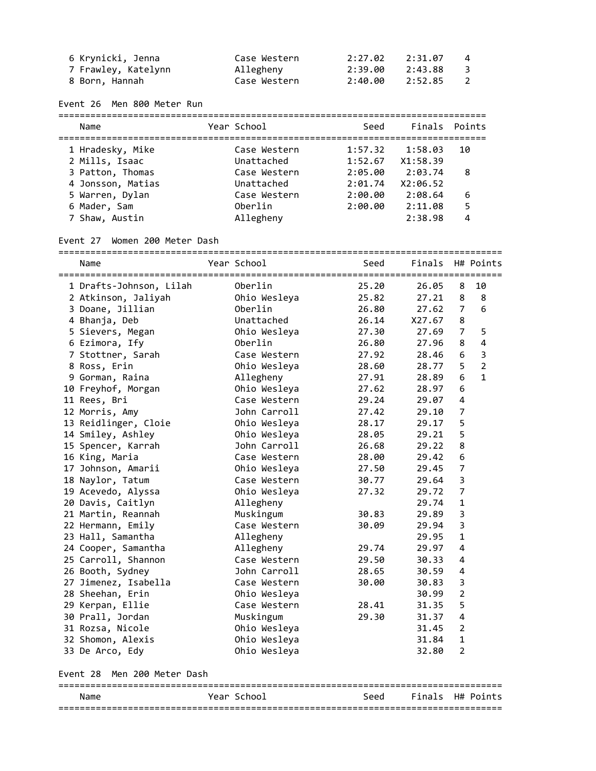| Place | Name | Year | School | Seed | Finals | Points |
|---|---|---|---|---|---|---|
| 6 | Krynicki, Jenna | | Case Western | 2:27.02 | 2:31.07 | 4 |
| 7 | Frawley, Katelynn | | Allegheny | 2:39.00 | 2:43.88 | 3 |
| 8 | Born, Hannah | | Case Western | 2:40.00 | 2:52.85 | 2 |

## Event 26 Men 800 Meter Run

| Place | Name | Year | School | Seed | Finals | Points |
|---|---|---|---|---|---|---|
| 1 | Hradesky, Mike | | Case Western | 1:57.32 | 1:58.03 | 10 |
| 2 | Mills, Isaac | | Unattached | 1:52.67 | X1:58.39 | |
| 3 | Patton, Thomas | | Case Western | 2:05.00 | 2:03.74 | 8 |
| 4 | Jonsson, Matias | | Unattached | 2:01.74 | X2:06.52 | |
| 5 | Warren, Dylan | | Case Western | 2:00.00 | 2:08.64 | 6 |
| 6 | Mader, Sam | | Oberlin | 2:00.00 | 2:11.08 | 5 |
| 7 | Shaw, Austin | | Allegheny | | 2:38.98 | 4 |

## Event 27 Women 200 Meter Dash

| Place | Name | Year | School | Seed | Finals | H# | Points |
|---|---|---|---|---|---|---|---|
| 1 | Drafts-Johnson, Lilah | | Oberlin | 25.20 | 26.05 | 8 | 10 |
| 2 | Atkinson, Jaliyah | | Ohio Wesleya | 25.82 | 27.21 | 8 | 8 |
| 3 | Doane, Jillian | | Oberlin | 26.80 | 27.62 | 7 | 6 |
| 4 | Bhanja, Deb | | Unattached | 26.14 | X27.67 | 8 | |
| 5 | Sievers, Megan | | Ohio Wesleya | 27.30 | 27.69 | 7 | 5 |
| 6 | Ezimora, Ify | | Oberlin | 26.80 | 27.96 | 8 | 4 |
| 7 | Stottner, Sarah | | Case Western | 27.92 | 28.46 | 6 | 3 |
| 8 | Ross, Erin | | Ohio Wesleya | 28.60 | 28.77 | 5 | 2 |
| 9 | Gorman, Raina | | Allegheny | 27.91 | 28.89 | 6 | 1 |
| 10 | Freyhof, Morgan | | Ohio Wesleya | 27.62 | 28.97 | 6 | |
| 11 | Rees, Bri | | Case Western | 29.24 | 29.07 | 4 | |
| 12 | Morris, Amy | | John Carroll | 27.42 | 29.10 | 7 | |
| 13 | Reidlinger, Cloie | | Ohio Wesleya | 28.17 | 29.17 | 5 | |
| 14 | Smiley, Ashley | | Ohio Wesleya | 28.05 | 29.21 | 5 | |
| 15 | Spencer, Karrah | | John Carroll | 26.68 | 29.22 | 8 | |
| 16 | King, Maria | | Case Western | 28.00 | 29.42 | 6 | |
| 17 | Johnson, Amarii | | Ohio Wesleya | 27.50 | 29.45 | 7 | |
| 18 | Naylor, Tatum | | Case Western | 30.77 | 29.64 | 3 | |
| 19 | Acevedo, Alyssa | | Ohio Wesleya | 27.32 | 29.72 | 7 | |
| 20 | Davis, Caitlyn | | Allegheny | | 29.74 | 1 | |
| 21 | Martin, Reannah | | Muskingum | 30.83 | 29.89 | 3 | |
| 22 | Hermann, Emily | | Case Western | 30.09 | 29.94 | 3 | |
| 23 | Hall, Samantha | | Allegheny | | 29.95 | 1 | |
| 24 | Cooper, Samantha | | Allegheny | 29.74 | 29.97 | 4 | |
| 25 | Carroll, Shannon | | Case Western | 29.50 | 30.33 | 4 | |
| 26 | Booth, Sydney | | John Carroll | 28.65 | 30.59 | 4 | |
| 27 | Jimenez, Isabella | | Case Western | 30.00 | 30.83 | 3 | |
| 28 | Sheehan, Erin | | Ohio Wesleya | | 30.99 | 2 | |
| 29 | Kerpan, Ellie | | Case Western | 28.41 | 31.35 | 5 | |
| 30 | Prall, Jordan | | Muskingum | 29.30 | 31.37 | 4 | |
| 31 | Rozsa, Nicole | | Ohio Wesleya | | 31.45 | 2 | |
| 32 | Shomon, Alexis | | Ohio Wesleya | | 31.84 | 1 | |
| 33 | De Arco, Edy | | Ohio Wesleya | | 32.80 | 2 | |

## Event 28 Men 200 Meter Dash

| Place | Name | Year | School | Seed | Finals | H# | Points |
|---|---|---|---|---|---|---|---|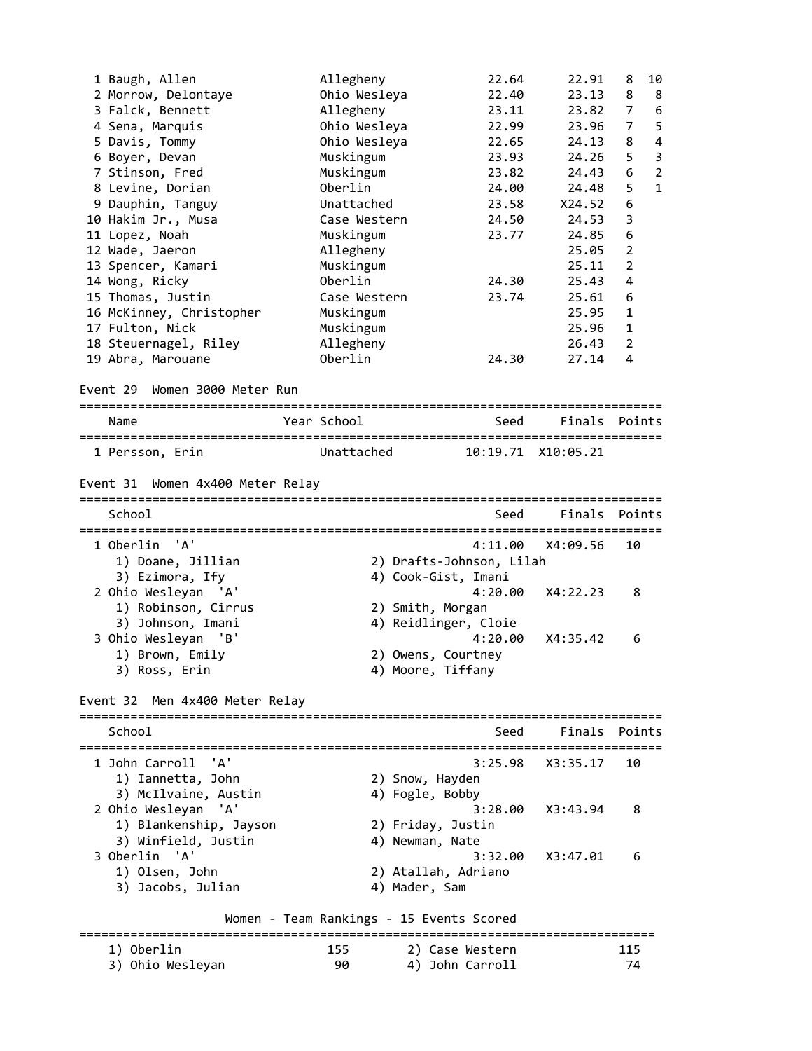| Place | Name | School | Seed | Finals | H# | Points |
|---|---|---|---|---|---|---|
| 1 | Baugh, Allen | Allegheny | 22.64 | 22.91 | 8 | 10 |
| 2 | Morrow, Delontaye | Ohio Wesleya | 22.40 | 23.13 | 8 | 8 |
| 3 | Falck, Bennett | Allegheny | 23.11 | 23.82 | 7 | 6 |
| 4 | Sena, Marquis | Ohio Wesleya | 22.99 | 23.96 | 7 | 5 |
| 5 | Davis, Tommy | Ohio Wesleya | 22.65 | 24.13 | 8 | 4 |
| 6 | Boyer, Devan | Muskingum | 23.93 | 24.26 | 5 | 3 |
| 7 | Stinson, Fred | Muskingum | 23.82 | 24.43 | 6 | 2 |
| 8 | Levine, Dorian | Oberlin | 24.00 | 24.48 | 5 | 1 |
| 9 | Dauphin, Tanguy | Unattached | 23.58 | X24.52 | 6 | |
| 10 | Hakim Jr., Musa | Case Western | 24.50 | 24.53 | 3 | |
| 11 | Lopez, Noah | Muskingum | 23.77 | 24.85 | 6 | |
| 12 | Wade, Jaeron | Allegheny | | 25.05 | 2 | |
| 13 | Spencer, Kamari | Muskingum | | 25.11 | 2 | |
| 14 | Wong, Ricky | Oberlin | 24.30 | 25.43 | 4 | |
| 15 | Thomas, Justin | Case Western | 23.74 | 25.61 | 6 | |
| 16 | McKinney, Christopher | Muskingum | | 25.95 | 1 | |
| 17 | Fulton, Nick | Muskingum | | 25.96 | 1 | |
| 18 | Steuernagel, Riley | Allegheny | | 26.43 | 2 | |
| 19 | Abra, Marouane | Oberlin | 24.30 | 27.14 | 4 | |

## Event 29 Women 3000 Meter Run

| Place | Name | Year | School | Seed | Finals | Points |
|---|---|---|---|---|---|---|
| 1 | Persson, Erin | | Unattached | 10:19.71 | X10:05.21 | |

## Event 31 Women 4x400 Meter Relay

| Place | School | Seed | Finals | Points |
|---|---|---|---|---|
| 1 | Oberlin 'A' | 4:11.00 | X4:09.56 | 10 |
| | 1) Doane, Jillian 2) Drafts-Johnson, Lilah 3) Ezimora, Ify 4) Cook-Gist, Imani | | | |
| 2 | Ohio Wesleyan 'A' | 4:20.00 | X4:22.23 | 8 |
| | 1) Robinson, Cirrus 2) Smith, Morgan 3) Johnson, Imani 4) Reidlinger, Cloie | | | |
| 3 | Ohio Wesleyan 'B' | 4:20.00 | X4:35.42 | 6 |
| | 1) Brown, Emily 2) Owens, Courtney 3) Ross, Erin 4) Moore, Tiffany | | | |

## Event 32 Men 4x400 Meter Relay

| Place | School | Seed | Finals | Points |
|---|---|---|---|---|
| 1 | John Carroll 'A' | 3:25.98 | X3:35.17 | 10 |
| | 1) Iannetta, John 2) Snow, Hayden 3) McIlvaine, Austin 4) Fogle, Bobby | | | |
| 2 | Ohio Wesleyan 'A' | 3:28.00 | X3:43.94 | 8 |
| | 1) Blankenship, Jayson 2) Friday, Justin 3) Winfield, Justin 4) Newman, Nate | | | |
| 3 | Oberlin 'A' | 3:32.00 | X3:47.01 | 6 |
| | 1) Olsen, John 2) Atallah, Adriano 3) Jacobs, Julian 4) Mader, Sam | | | |

## Women - Team Rankings - 15 Events Scored

| Rank | Team | Points | Rank | Team | Points |
|---|---|---|---|---|---|
| 1) | Oberlin | 155 | 2) | Case Western | 115 |
| 3) | Ohio Wesleyan | 90 | 4) | John Carroll | 74 |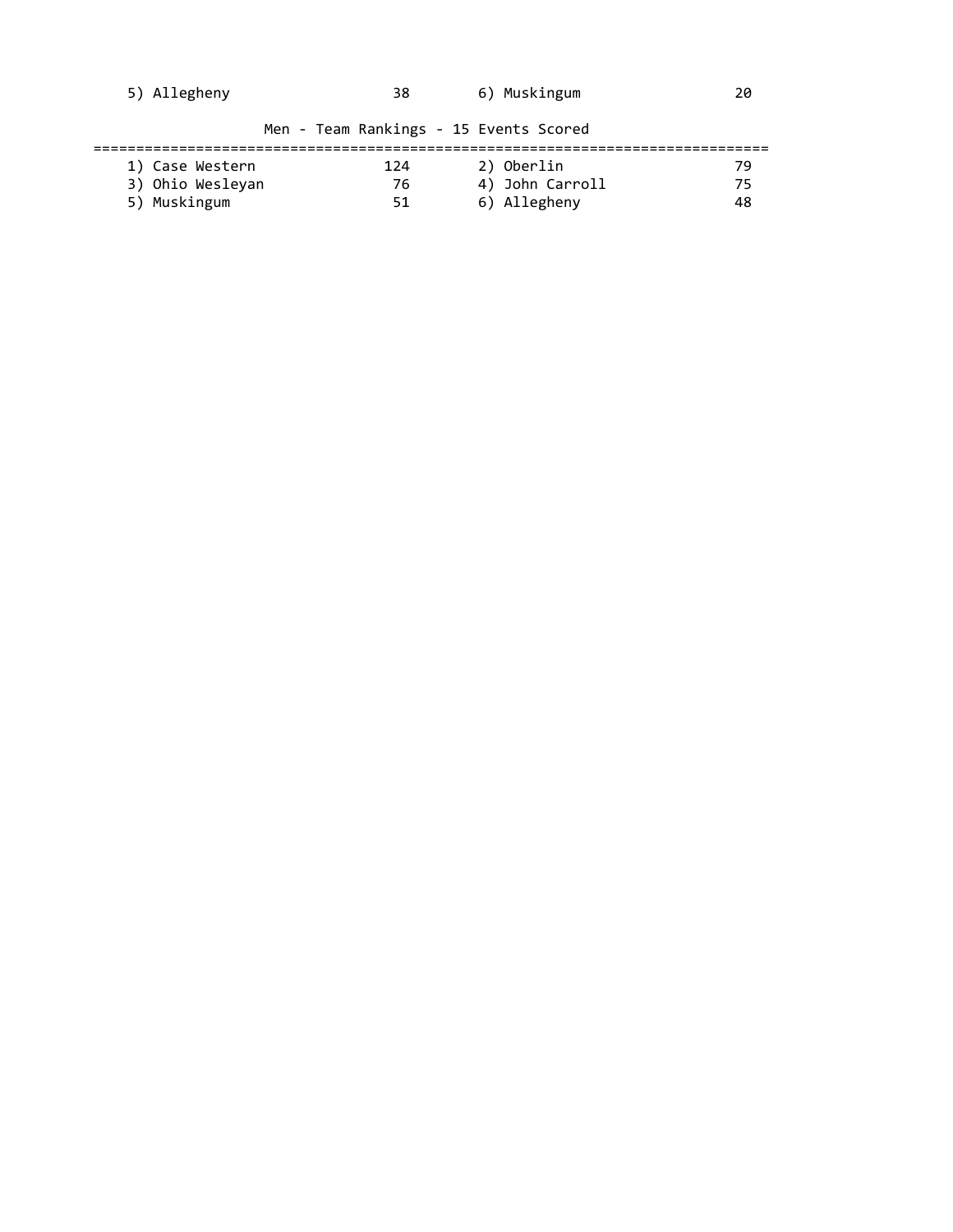| | | | |
|---|---|---|---|
| 5) Allegheny | 38 | 6) Muskingum | 20 |

## Men - Team Rankings - 15 Events Scored

| | | | |
|---|---|---|---|
| 1) Case Western | 124 | 2) Oberlin | 79 |
| 3) Ohio Wesleyan | 76 | 4) John Carroll | 75 |
| 5) Muskingum | 51 | 6) Allegheny | 48 |